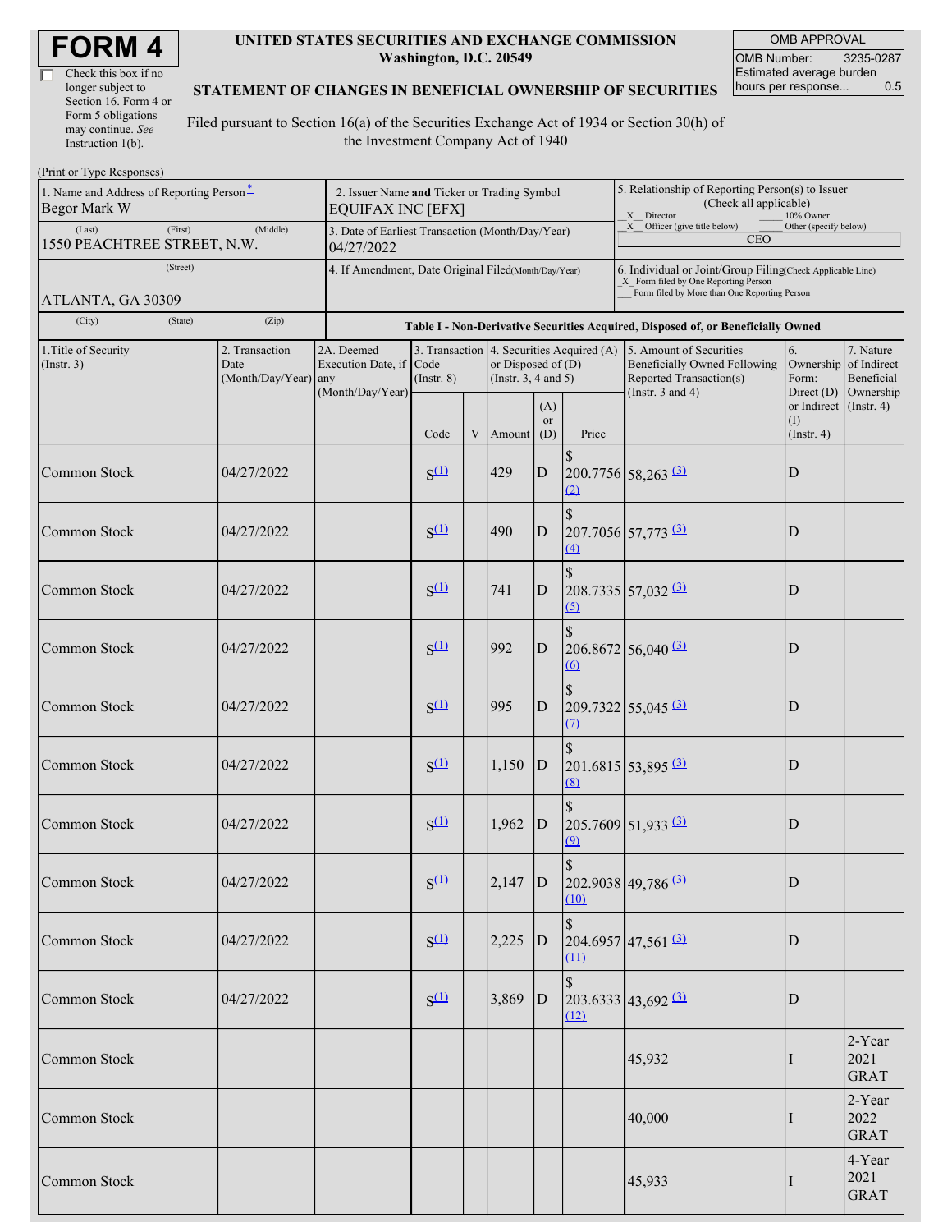# FORM 4

☐ Check this box if no longer subject to Section 16. Form 4 or Form 5 obligations may continue. *See* Instruction 1(b).

**UNITED STATES SECURITIES AND EXCHANGE COMMISSION**
**Washington, D.C. 20549**

**STATEMENT OF CHANGES IN BENEFICIAL OWNERSHIP OF SECURITIES**

Filed pursuant to Section 16(a) of the Securities Exchange Act of 1934 or Section 30(h) of the Investment Company Act of 1940

| OMB APPROVAL | |
|---|---|
| OMB Number: | 3235-0287 |
| Estimated average burden hours per response... | 0.5 |

(Print or Type Responses)

1. Name and Address of Reporting Person*
Begor Mark W
(Last) (First) (Middle)
1550 PEACHTREE STREET, N.W.
(Street)
ATLANTA, GA 30309
(City) (State) (Zip)

2. Issuer Name **and** Ticker or Trading Symbol
EQUIFAX INC [EFX]

3. Date of Earliest Transaction (Month/Day/Year)
04/27/2022

4. If Amendment, Date Original Filed (Month/Day/Year)

5. Relationship of Reporting Person(s) to Issuer (Check all applicable)
_X_ Director ___ 10% Owner
_X_ Officer (give title below) ___ Other (specify below)
CEO

6. Individual or Joint/Group Filing (Check Applicable Line)
_X_ Form filed by One Reporting Person
___ Form filed by More than One Reporting Person

**Table I - Non-Derivative Securities Acquired, Disposed of, or Beneficially Owned**

| 1.Title of Security (Instr. 3) | 2. Transaction Date (Month/Day/Year) | 2A. Deemed Execution Date, if any (Month/Day/Year) | 3. Transaction Code (Instr. 8) | | 4. Securities Acquired (A) or Disposed of (D) (Instr. 3, 4 and 5) | | | 5. Amount of Securities Beneficially Owned Following Reported Transaction(s) (Instr. 3 and 4) | 6. Ownership Form: Direct (D) or Indirect (I) (Instr. 4) | 7. Nature of Indirect Beneficial Ownership (Instr. 4) |
|---|---|---|---|---|---|---|---|---|---|---|
| | | | Code | V | Amount | (A) or (D) | Price | | | |
| Common Stock | 04/27/2022 | | S[(1)] | | 429 | D | $ 200.7756 [(2)] | 58,263 [(3)] | D | |
| Common Stock | 04/27/2022 | | S[(1)] | | 490 | D | $ 207.7056 [(4)] | 57,773 [(3)] | D | |
| Common Stock | 04/27/2022 | | S[(1)] | | 741 | D | $ 208.7335 [(5)] | 57,032 [(3)] | D | |
| Common Stock | 04/27/2022 | | S[(1)] | | 992 | D | $ 206.8672 [(6)] | 56,040 [(3)] | D | |
| Common Stock | 04/27/2022 | | S[(1)] | | 995 | D | $ 209.7322 [(7)] | 55,045 [(3)] | D | |
| Common Stock | 04/27/2022 | | S[(1)] | | 1,150 | D | $ 201.6815 [(8)] | 53,895 [(3)] | D | |
| Common Stock | 04/27/2022 | | S[(1)] | | 1,962 | D | $ 205.7609 [(9)] | 51,933 [(3)] | D | |
| Common Stock | 04/27/2022 | | S[(1)] | | 2,147 | D | $ 202.9038 [(10)] | 49,786 [(3)] | D | |
| Common Stock | 04/27/2022 | | S[(1)] | | 2,225 | D | $ 204.6957 [(11)] | 47,561 [(3)] | D | |
| Common Stock | 04/27/2022 | | S[(1)] | | 3,869 | D | $ 203.6333 [(12)] | 43,692 [(3)] | D | |
| Common Stock | | | | | | | | 45,932 | I | 2-Year 2021 GRAT |
| Common Stock | | | | | | | | 40,000 | I | 2-Year 2022 GRAT |
| Common Stock | | | | | | | | 45,933 | I | 4-Year 2021 GRAT |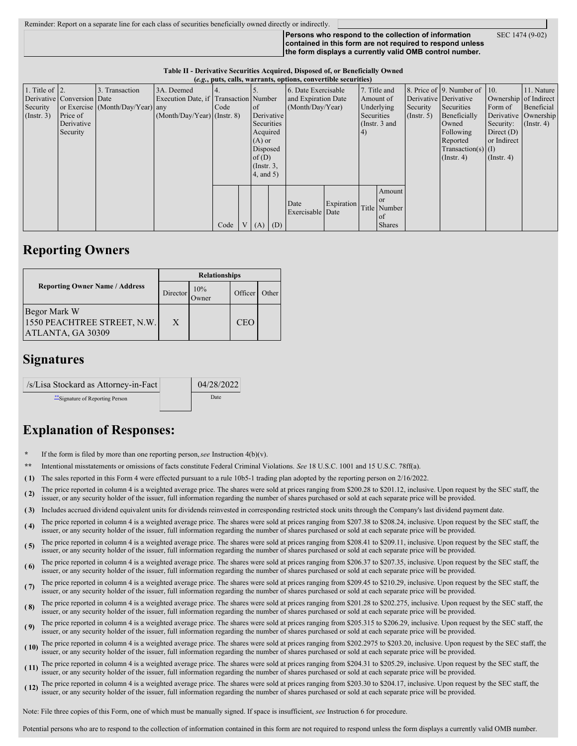Reminder: Report on a separate line for each class of securities beneficially owned directly or indirectly.

**Persons who respond to the collection of information contained in this form are not required to respond unless the form displays a currently valid OMB control number.** SEC 1474 (9-02)

**Table II - Derivative Securities Acquired, Disposed of, or Beneficially Owned**
**(*e.g.*, puts, calls, warrants, options, convertible securities)**

| 1. Title of Derivative Security (Instr. 3) | 2. Conversion or Exercise Price of Derivative Security | 3. Transaction Date (Month/Day/Year) | 3A. Deemed Execution Date, if any (Month/Day/Year) | 4. Transaction Code (Instr. 8) | | 5. Number of Derivative Securities Acquired (A) or Disposed of (D) (Instr. 3, 4, and 5) | | 6. Date Exercisable and Expiration Date (Month/Day/Year) | | 7. Title and Amount of Underlying Securities (Instr. 3 and 4) | | 8. Price of Derivative Security (Instr. 5) | 9. Number of Derivative Securities Beneficially Owned Following Reported Transaction(s) (Instr. 4) | 10. Ownership Form of Derivative Security: Direct (D) or Indirect (I) (Instr. 4) | 11. Nature of Indirect Beneficial Ownership (Instr. 4) |
|---|---|---|---|---|---|---|---|---|---|---|---|---|---|---|---|
| | | | | Code | V | (A) | (D) | Date Exercisable | Expiration Date | Title | Amount or Number of Shares | | | | |

## Reporting Owners

| Reporting Owner Name / Address | Relationships | | | |
|---|---|---|---|---|
| | Director | 10% Owner | Officer | Other |
| Begor Mark W<br>1550 PEACHTREE STREET, N.W.<br>ATLANTA, GA 30309 | X | | CEO | |

## Signatures

| /s/Lisa Stockard as Attorney-in-Fact | 04/28/2022 |
|---|---|
| **Signature of Reporting Person | Date |

## Explanation of Responses:

- \* If the form is filed by more than one reporting person, *see* Instruction 4(b)(v).
- \*\* Intentional misstatements or omissions of facts constitute Federal Criminal Violations. *See* 18 U.S.C. 1001 and 15 U.S.C. 78ff(a).
- ( 1) The sales reported in this Form 4 were effected pursuant to a rule 10b5-1 trading plan adopted by the reporting person on 2/16/2022.
- ( 2) The price reported in column 4 is a weighted average price. The shares were sold at prices ranging from $200.28 to $201.12, inclusive. Upon request by the SEC staff, the issuer, or any security holder of the issuer, full information regarding the number of shares purchased or sold at each separate price will be provided.
- ( 3) Includes accrued dividend equivalent units for dividends reinvested in corresponding restricted stock units through the Company's last dividend payment date.
- ( 4) The price reported in column 4 is a weighted average price. The shares were sold at prices ranging from $207.38 to $208.24, inclusive. Upon request by the SEC staff, the issuer, or any security holder of the issuer, full information regarding the number of shares purchased or sold at each separate price will be provided.
- ( 5) The price reported in column 4 is a weighted average price. The shares were sold at prices ranging from $208.41 to $209.11, inclusive. Upon request by the SEC staff, the issuer, or any security holder of the issuer, full information regarding the number of shares purchased or sold at each separate price will be provided.
- ( 6) The price reported in column 4 is a weighted average price. The shares were sold at prices ranging from $206.37 to $207.35, inclusive. Upon request by the SEC staff, the issuer, or any security holder of the issuer, full information regarding the number of shares purchased or sold at each separate price will be provided.
- ( 7) The price reported in column 4 is a weighted average price. The shares were sold at prices ranging from $209.45 to $210.29, inclusive. Upon request by the SEC staff, the issuer, or any security holder of the issuer, full information regarding the number of shares purchased or sold at each separate price will be provided.
- ( 8) The price reported in column 4 is a weighted average price. The shares were sold at prices ranging from $201.28 to $202.275, inclusive. Upon request by the SEC staff, the issuer, or any security holder of the issuer, full information regarding the number of shares purchased or sold at each separate price will be provided.
- ( 9) The price reported in column 4 is a weighted average price. The shares were sold at prices ranging from $205.315 to $206.29, inclusive. Upon request by the SEC staff, the issuer, or any security holder of the issuer, full information regarding the number of shares purchased or sold at each separate price will be provided.
- ( 10) The price reported in column 4 is a weighted average price. The shares were sold at prices ranging from $202.2975 to $203.20, inclusive. Upon request by the SEC staff, the issuer, or any security holder of the issuer, full information regarding the number of shares purchased or sold at each separate price will be provided.
- ( 11) The price reported in column 4 is a weighted average price. The shares were sold at prices ranging from $204.31 to $205.29, inclusive. Upon request by the SEC staff, the issuer, or any security holder of the issuer, full information regarding the number of shares purchased or sold at each separate price will be provided.
- ( 12) The price reported in column 4 is a weighted average price. The shares were sold at prices ranging from $203.30 to $204.17, inclusive. Upon request by the SEC staff, the issuer, or any security holder of the issuer, full information regarding the number of shares purchased or sold at each separate price will be provided.

Note: File three copies of this Form, one of which must be manually signed. If space is insufficient, *see* Instruction 6 for procedure.

Potential persons who are to respond to the collection of information contained in this form are not required to respond unless the form displays a currently valid OMB number.